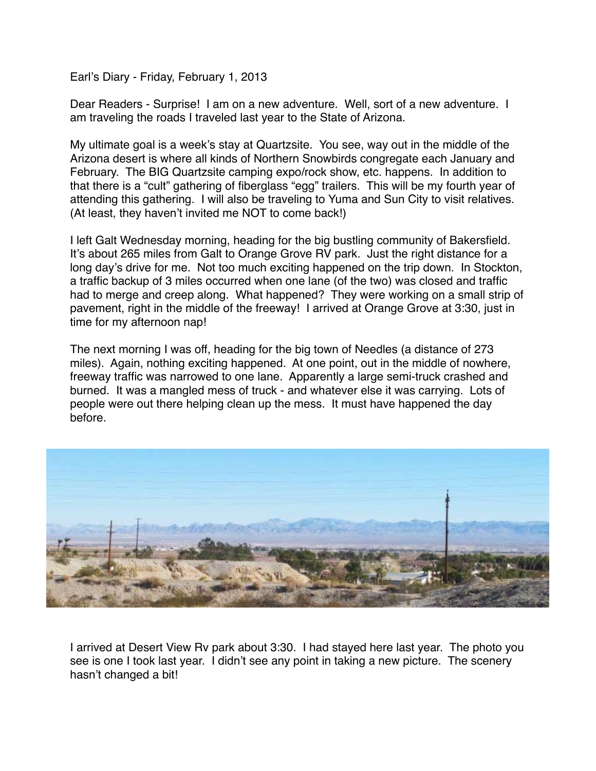Earl's Diary - Friday, February 1, 2013

Dear Readers - Surprise! I am on a new adventure. Well, sort of a new adventure. I am traveling the roads I traveled last year to the State of Arizona.

My ultimate goal is a week's stay at Quartzsite. You see, way out in the middle of the Arizona desert is where all kinds of Northern Snowbirds congregate each January and February. The BIG Quartzsite camping expo/rock show, etc. happens. In addition to that there is a "cult" gathering of fiberglass "egg" trailers. This will be my fourth year of attending this gathering. I will also be traveling to Yuma and Sun City to visit relatives. (At least, they haven't invited me NOT to come back!)

I left Galt Wednesday morning, heading for the big bustling community of Bakersfield. It's about 265 miles from Galt to Orange Grove RV park. Just the right distance for a long day's drive for me. Not too much exciting happened on the trip down. In Stockton, a traffic backup of 3 miles occurred when one lane (of the two) was closed and traffic had to merge and creep along. What happened? They were working on a small strip of pavement, right in the middle of the freeway! I arrived at Orange Grove at 3:30, just in time for my afternoon nap!

The next morning I was off, heading for the big town of Needles (a distance of 273 miles). Again, nothing exciting happened. At one point, out in the middle of nowhere, freeway traffic was narrowed to one lane. Apparently a large semi-truck crashed and burned. It was a mangled mess of truck - and whatever else it was carrying. Lots of people were out there helping clean up the mess. It must have happened the day before.

I arrived at Desert View Rv park about 3:30. I had stayed here last year. The photo you see is one I took last year. I didn't see any point in taking a new picture. The scenery hasn't changed a bit!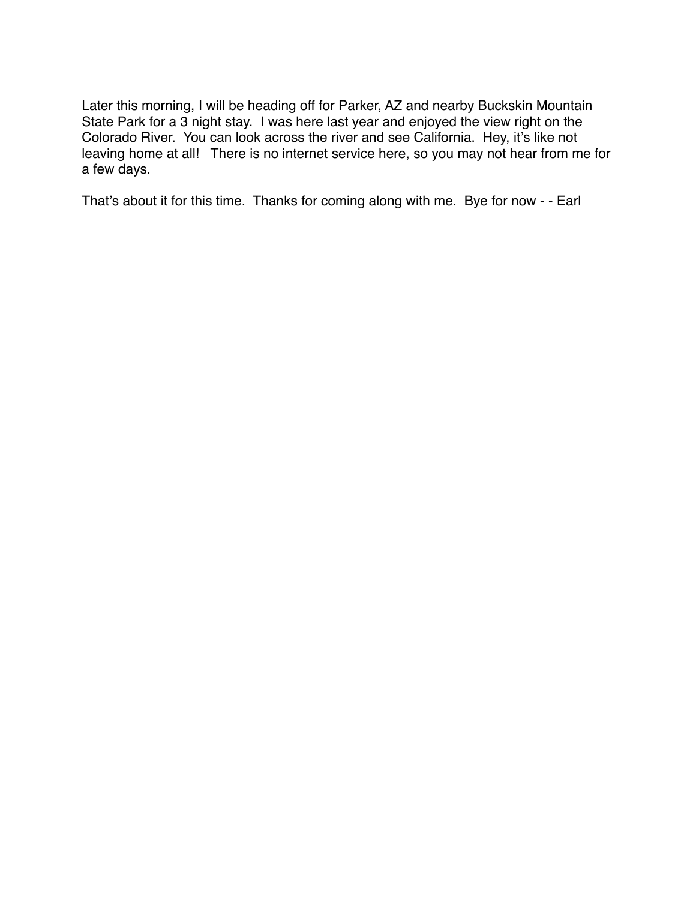Later this morning, I will be heading off for Parker, AZ and nearby Buckskin Mountain State Park for a 3 night stay. I was here last year and enjoyed the view right on the Colorado River. You can look across the river and see California. Hey, it's like not leaving home at all! There is no internet service here, so you may not hear from me for a few days.

That's about it for this time. Thanks for coming along with me. Bye for now - - Earl